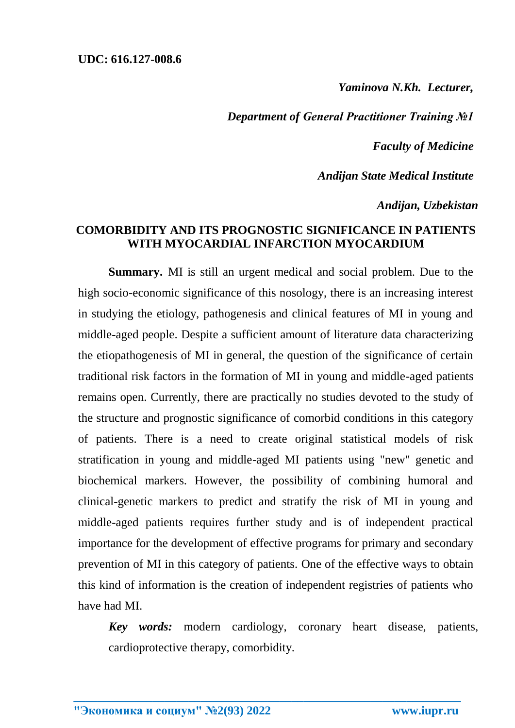**UDC: 616.127-008.6**

*Yaminova N.Kh. Lecturer,*

*Department of General Practitioner Training №1*

*Faculty of Medicine*

*Andijan State Medical Institute*

*Andijan, Uzbekistan*

## COMORBIDITY AND ITS PROGNOSTIC SIGNIFICANCE IN PATIENTS WITH MYOCARDIAL INFARCTION MYOCARDIUM

**Summary.** MI is still an urgent medical and social problem. Due to the high socio-economic significance of this nosology, there is an increasing interest in studying the etiology, pathogenesis and clinical features of MI in young and middle-aged people. Despite a sufficient amount of literature data characterizing the etiopathogenesis of MI in general, the question of the significance of certain traditional risk factors in the formation of MI in young and middle-aged patients remains open. Currently, there are practically no studies devoted to the study of the structure and prognostic significance of comorbid conditions in this category of patients. There is a need to create original statistical models of risk stratification in young and middle-aged MI patients using "new" genetic and biochemical markers. However, the possibility of combining humoral and clinical-genetic markers to predict and stratify the risk of MI in young and middle-aged patients requires further study and is of independent practical importance for the development of effective programs for primary and secondary prevention of MI in this category of patients. One of the effective ways to obtain this kind of information is the creation of independent registries of patients who have had MI.

***Key words:*** modern cardiology, coronary heart disease, patients, cardioprotective therapy, comorbidity.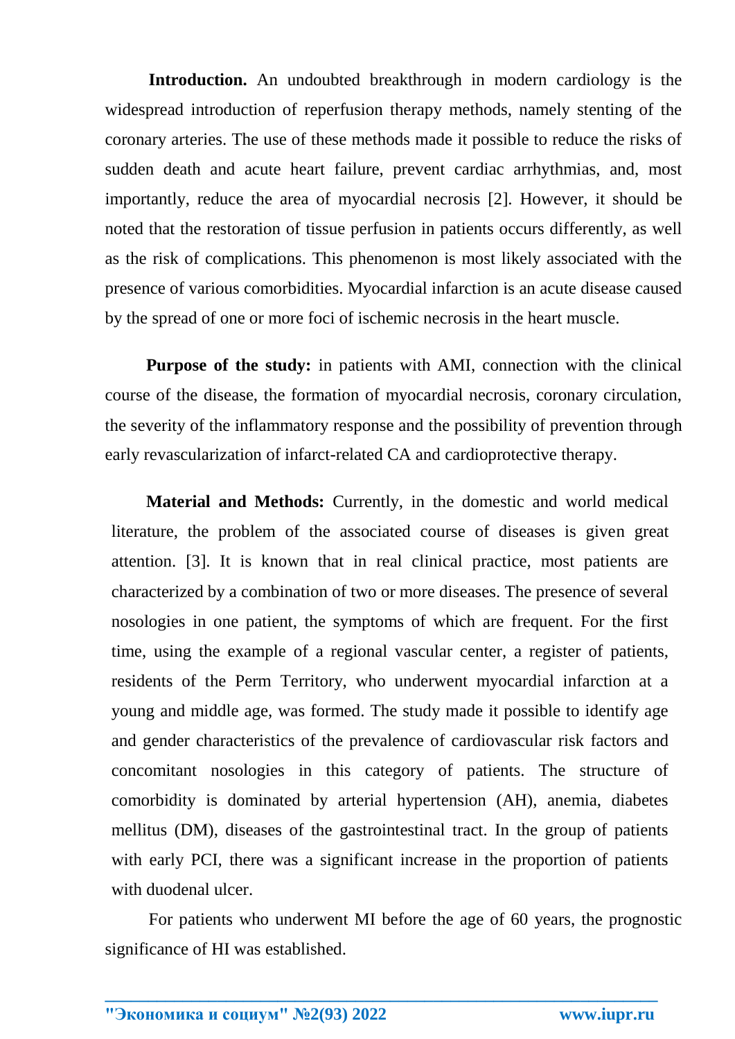**Introduction.** An undoubted breakthrough in modern cardiology is the widespread introduction of reperfusion therapy methods, namely stenting of the coronary arteries. The use of these methods made it possible to reduce the risks of sudden death and acute heart failure, prevent cardiac arrhythmias, and, most importantly, reduce the area of myocardial necrosis [2]. However, it should be noted that the restoration of tissue perfusion in patients occurs differently, as well as the risk of complications. This phenomenon is most likely associated with the presence of various comorbidities. Myocardial infarction is an acute disease caused by the spread of one or more foci of ischemic necrosis in the heart muscle.

**Purpose of the study:** in patients with AMI, connection with the clinical course of the disease, the formation of myocardial necrosis, coronary circulation, the severity of the inflammatory response and the possibility of prevention through early revascularization of infarct-related CA and cardioprotective therapy.

**Material and Methods:** Currently, in the domestic and world medical literature, the problem of the associated course of diseases is given great attention. [3]. It is known that in real clinical practice, most patients are characterized by a combination of two or more diseases. The presence of several nosologies in one patient, the symptoms of which are frequent. For the first time, using the example of a regional vascular center, a register of patients, residents of the Perm Territory, who underwent myocardial infarction at a young and middle age, was formed. The study made it possible to identify age and gender characteristics of the prevalence of cardiovascular risk factors and concomitant nosologies in this category of patients. The structure of comorbidity is dominated by arterial hypertension (AH), anemia, diabetes mellitus (DM), diseases of the gastrointestinal tract. In the group of patients with early PCI, there was a significant increase in the proportion of patients with duodenal ulcer.

For patients who underwent MI before the age of 60 years, the prognostic significance of HI was established.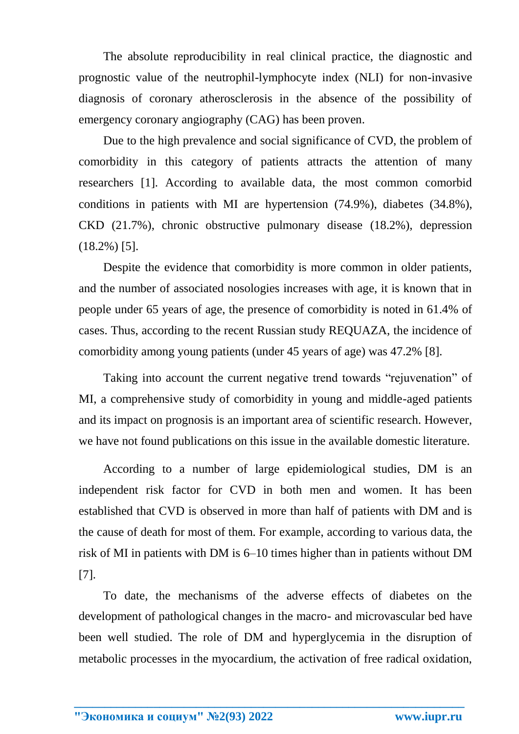The absolute reproducibility in real clinical practice, the diagnostic and prognostic value of the neutrophil-lymphocyte index (NLI) for non-invasive diagnosis of coronary atherosclerosis in the absence of the possibility of emergency coronary angiography (CAG) has been proven.

Due to the high prevalence and social significance of CVD, the problem of comorbidity in this category of patients attracts the attention of many researchers [1]. According to available data, the most common comorbid conditions in patients with MI are hypertension (74.9%), diabetes (34.8%), CKD (21.7%), chronic obstructive pulmonary disease (18.2%), depression (18.2%) [5].

Despite the evidence that comorbidity is more common in older patients, and the number of associated nosologies increases with age, it is known that in people under 65 years of age, the presence of comorbidity is noted in 61.4% of cases. Thus, according to the recent Russian study REQUAZA, the incidence of comorbidity among young patients (under 45 years of age) was 47.2% [8].

Taking into account the current negative trend towards "rejuvenation" of MI, a comprehensive study of comorbidity in young and middle-aged patients and its impact on prognosis is an important area of scientific research. However, we have not found publications on this issue in the available domestic literature.

According to a number of large epidemiological studies, DM is an independent risk factor for CVD in both men and women. It has been established that CVD is observed in more than half of patients with DM and is the cause of death for most of them. For example, according to various data, the risk of MI in patients with DM is 6–10 times higher than in patients without DM [7].

To date, the mechanisms of the adverse effects of diabetes on the development of pathological changes in the macro- and microvascular bed have been well studied. The role of DM and hyperglycemia in the disruption of metabolic processes in the myocardium, the activation of free radical oxidation,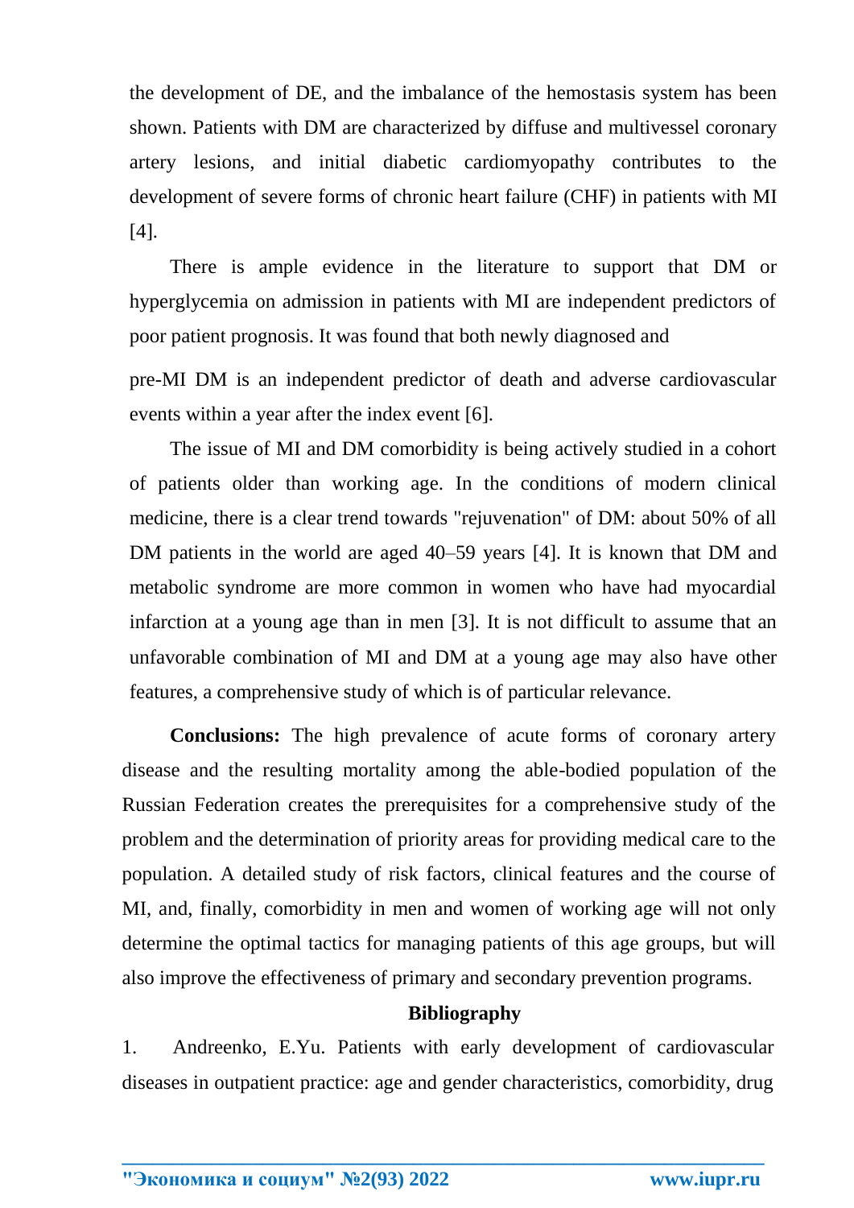the development of DE, and the imbalance of the hemostasis system has been shown. Patients with DM are characterized by diffuse and multivessel coronary artery lesions, and initial diabetic cardiomyopathy contributes to the development of severe forms of chronic heart failure (CHF) in patients with MI [4].

There is ample evidence in the literature to support that DM or hyperglycemia on admission in patients with MI are independent predictors of poor patient prognosis. It was found that both newly diagnosed and pre-MI DM is an independent predictor of death and adverse cardiovascular events within a year after the index event [6].

The issue of MI and DM comorbidity is being actively studied in a cohort of patients older than working age. In the conditions of modern clinical medicine, there is a clear trend towards "rejuvenation" of DM: about 50% of all DM patients in the world are aged 40–59 years [4]. It is known that DM and metabolic syndrome are more common in women who have had myocardial infarction at a young age than in men [3]. It is not difficult to assume that an unfavorable combination of MI and DM at a young age may also have other features, a comprehensive study of which is of particular relevance.

**Conclusions:** The high prevalence of acute forms of coronary artery disease and the resulting mortality among the able-bodied population of the Russian Federation creates the prerequisites for a comprehensive study of the problem and the determination of priority areas for providing medical care to the population. A detailed study of risk factors, clinical features and the course of MI, and, finally, comorbidity in men and women of working age will not only determine the optimal tactics for managing patients of this age groups, but will also improve the effectiveness of primary and secondary prevention programs.

## Bibliography

1. Andreenko, E.Yu. Patients with early development of cardiovascular diseases in outpatient practice: age and gender characteristics, comorbidity, drug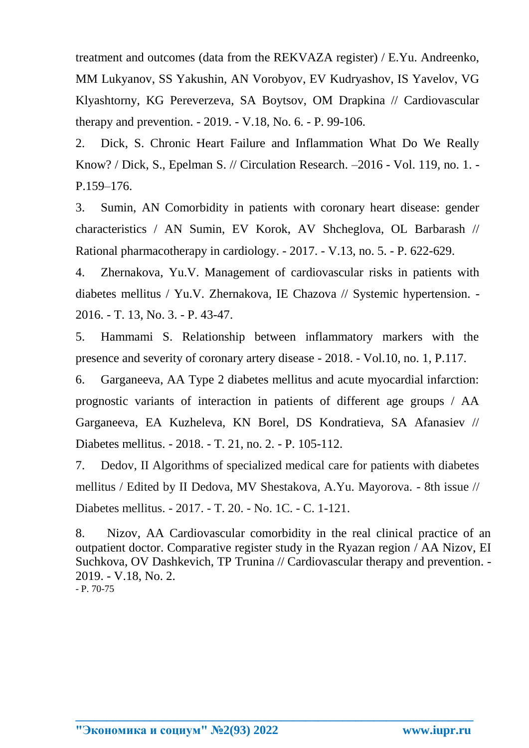treatment and outcomes (data from the REKVAZA register) / E.Yu. Andreenko, MM Lukyanov, SS Yakushin, AN Vorobyov, EV Kudryashov, IS Yavelov, VG Klyashtorny, KG Pereverzeva, SA Boytsov, OM Drapkina // Cardiovascular therapy and prevention. - 2019. - V.18, No. 6. - P. 99-106.

2. Dick, S. Chronic Heart Failure and Inflammation What Do We Really Know? / Dick, S., Epelman S. // Circulation Research. –2016 - Vol. 119, no. 1. - P.159–176.

3. Sumin, AN Comorbidity in patients with coronary heart disease: gender characteristics / AN Sumin, EV Korok, AV Shcheglova, OL Barbarash // Rational pharmacotherapy in cardiology. - 2017. - V.13, no. 5. - P. 622-629.

4. Zhernakova, Yu.V. Management of cardiovascular risks in patients with diabetes mellitus / Yu.V. Zhernakova, IE Chazova // Systemic hypertension. - 2016. - T. 13, No. 3. - P. 43-47.

5. Hammami S. Relationship between inflammatory markers with the presence and severity of coronary artery disease - 2018. - Vol.10, no. 1, P.117.

6. Garganeeva, AA Type 2 diabetes mellitus and acute myocardial infarction: prognostic variants of interaction in patients of different age groups / AA Garganeeva, EA Kuzheleva, KN Borel, DS Kondratieva, SA Afanasiev // Diabetes mellitus. - 2018. - T. 21, no. 2. - P. 105-112.

7. Dedov, II Algorithms of specialized medical care for patients with diabetes mellitus / Edited by II Dedova, MV Shestakova, A.Yu. Mayorova. - 8th issue // Diabetes mellitus. - 2017. - T. 20. - No. 1C. - C. 1-121.

8. Nizov, AA Cardiovascular comorbidity in the real clinical practice of an outpatient doctor. Comparative register study in the Ryazan region / AA Nizov, EI Suchkova, OV Dashkevich, TP Trunina // Cardiovascular therapy and prevention. - 2019. - V.18, No. 2. - P. 70-75